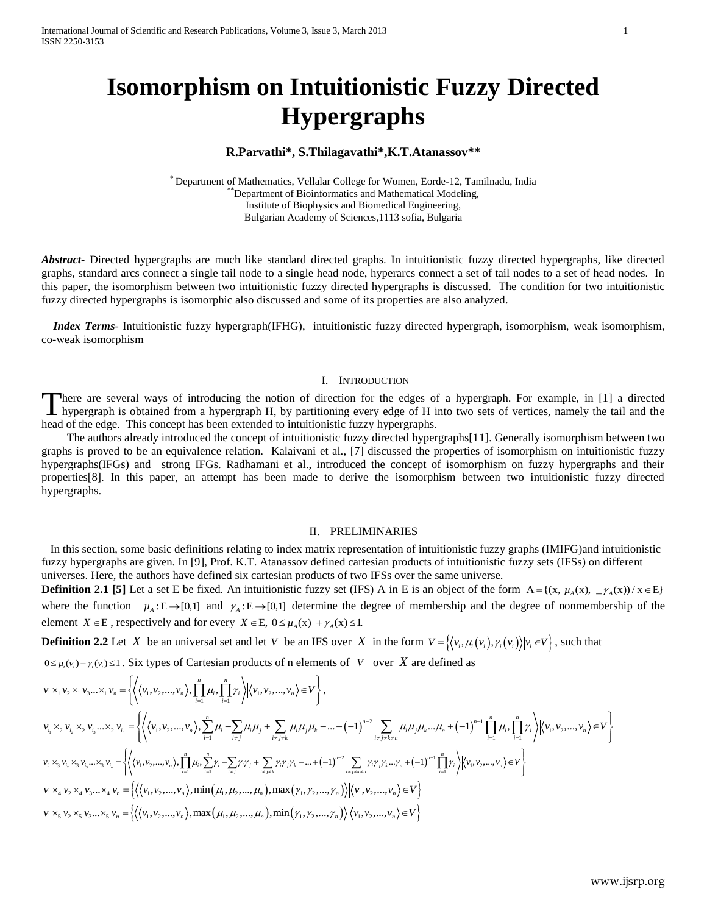# Isomorphism on Intuitionistic Fuzzy Directed Hypergraphs

**R.Parvathi\*, S.Thilagavathi\*,K.T.Atanassov\*\***

\* Department of Mathematics, Vellalar College for Women, Eorde-12, Tamilnadu, India
\*\*Department of Bioinformatics and Mathematical Modeling,
Institute of Biophysics and Biomedical Engineering,
Bulgarian Academy of Sciences,1113 sofia, Bulgaria

***Abstract***- Directed hypergraphs are much like standard directed graphs. In intuitionistic fuzzy directed hypergraphs, like directed graphs, standard arcs connect a single tail node to a single head node, hyperarcs connect a set of tail nodes to a set of head nodes. In this paper, the isomorphism between two intuitionistic fuzzy directed hypergraphs is discussed. The condition for two intuitionistic fuzzy directed hypergraphs is isomorphic also discussed and some of its properties are also analyzed.

***Index Terms***- Intuitionistic fuzzy hypergraph(IFHG), intuitionistic fuzzy directed hypergraph, isomorphism, weak isomorphism, co-weak isomorphism

## I. Introduction

There are several ways of introducing the notion of direction for the edges of a hypergraph. For example, in [1] a directed hypergraph is obtained from a hypergraph H, by partitioning every edge of H into two sets of vertices, namely the tail and the head of the edge. This concept has been extended to intuitionistic fuzzy hypergraphs.

The authors already introduced the concept of intuitionistic fuzzy directed hypergraphs[11]. Generally isomorphism between two graphs is proved to be an equivalence relation. Kalaivani et al., [7] discussed the properties of isomorphism on intuitionistic fuzzy hypergraphs(IFGs) and strong IFGs. Radhamani et al., introduced the concept of isomorphism on fuzzy hypergraphs and their properties[8]. In this paper, an attempt has been made to derive the isomorphism between two intuitionistic fuzzy directed hypergraphs.

## II. Preliminaries

In this section, some basic definitions relating to index matrix representation of intuitionistic fuzzy graphs (IMIFG)and intuitionistic fuzzy hypergraphs are given. In [9], Prof. K.T. Atanassov defined cartesian products of intuitionistic fuzzy sets (IFSs) on different universes. Here, the authors have defined six cartesian products of two IFSs over the same universe.

**Definition 2.1 [5]** Let a set E be fixed. An intuitionistic fuzzy set (IFS) A in E is an object of the form $A=\{(x,\ \mu_A(x),\ \_\gamma_A(x))/x\in E\}$ where the function $\mu_A : E\to[0,1]$ and $\gamma_A : E\to[0,1]$ determine the degree of membership and the degree of nonmembership of the element $X\in E$, respectively and for every $X\in E,\ 0\le\mu_A(x)+\gamma_A(x)\le 1$.

**Definition 2.2** Let $X$ be an universal set and let $V$ be an IFS over $X$ in the form $V=\left\{\left\langle v_i,\mu_i\left(v_i\right),\gamma_i\left(v_i\right)\right\rangle\middle| v_i\in V\right\}$, such that $0\le\mu_i(v_i)+\gamma_i(v_i)\le 1$. Six types of Cartesian products of n elements of $V$ over $X$ are defined as

$$v_1\times_1 v_2\times_1 v_3 ...\times_1 v_n=\left\{\left\langle\left\langle v_1,v_2,...,v_n\right\rangle,\prod_{i=1}^{n}\mu_i,\prod_{i=1}^{n}\gamma_i\right\rangle\middle|\left\langle v_1,v_2,...,v_n\right\rangle\in V\right\},$$

$$v_{i_1}\times_2 v_{i_2}\times_2 v_{i_3}...\times_2 v_{i_n}=\left\{\left\langle\left\langle v_1,v_2,...,v_n\right\rangle,\sum_{i=1}^{n}\mu_i-\sum_{i\ne j}\mu_i\mu_j+\sum_{i\ne j\ne k}\mu_i\mu_j\mu_k-...+(-1)^{n-2}\sum_{i\ne j\ne k\ne n}\mu_i\mu_j\mu_k...\mu_n+(-1)^{n-1}\prod_{i=1}^{n}\mu_i,\prod_{i=1}^{n}\gamma_i\right\rangle\middle|\left\langle v_1,v_2,...,v_n\right\rangle\in V\right\}$$

$$v_{i_1}\times_3 v_{i_2}\times_3 v_{i_3}...\times_3 v_{i_n}=\left\{\left\langle\left\langle v_1,v_2,...,v_n\right\rangle,\prod_{i=1}^{n}\mu_i,\sum_{i=1}^{n}\gamma_i-\sum_{i\ne j}\gamma_i\gamma_j+\sum_{i\ne j\ne k}\gamma_i\gamma_j\gamma_k-...+(-1)^{n-2}\sum_{i\ne j\ne k\ne n}\gamma_i\gamma_j\gamma_k...\gamma_n+(-1)^{n-1}\prod_{i=1}^{n}\gamma_i\right\rangle\middle|\left\langle v_1,v_2,...,v_n\right\rangle\in V\right\}$$

$$v_1\times_4 v_2\times_4 v_3...\times_4 v_n=\left\{\left\langle\left\langle v_1,v_2,...,v_n\right\rangle,\min\left(\mu_1,\mu_2,...,\mu_n\right),\max\left(\gamma_1,\gamma_2,...,\gamma_n\right)\right\rangle\middle|\left\langle v_1,v_2,...,v_n\right\rangle\in V\right\}$$

$$v_1\times_5 v_2\times_5 v_3...\times_5 v_n=\left\{\left\langle\left\langle v_1,v_2,...,v_n\right\rangle,\max\left(\mu_1,\mu_2,...,\mu_n\right),\min\left(\gamma_1,\gamma_2,...,\gamma_n\right)\right\rangle\middle|\left\langle v_1,v_2,...,v_n\right\rangle\in V\right\}$$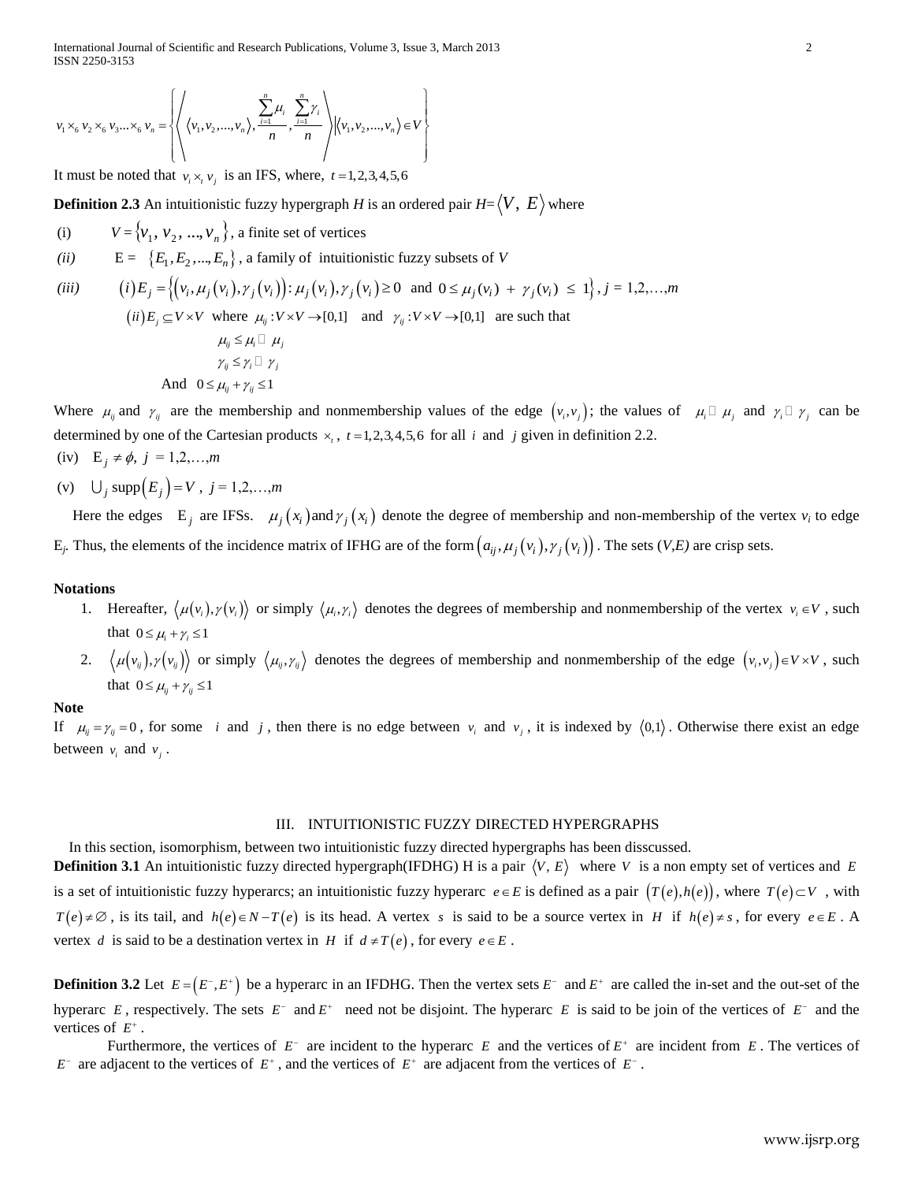$$v_1 \times_6 v_2 \times_6 v_3 \ldots \times_6 v_n = \left\{ \left\langle \langle v_1, v_2, \ldots, v_n \rangle, \frac{\sum_{i=1}^{n} \mu_i}{n}, \frac{\sum_{i=1}^{n} \gamma_i}{n} \right\rangle \middle| \langle v_1, v_2, \ldots, v_n \rangle \in V \right\}$$

It must be noted that $v_i \times_t v_j$ is an IFS, where, $t = 1,2,3,4,5,6$

**Definition 2.3** An intuitionistic fuzzy hypergraph *H* is an ordered pair $H = \langle V, E \rangle$ where

(i) $V = \{v_1, v_2, \ldots, v_n\}$, a finite set of vertices

*(ii)* $E = \{E_1, E_2, \ldots, E_n\}$, a family of intuitionistic fuzzy subsets of *V*

*(iii)* $(i) E_j = \{(v_i, \mu_j(v_i), \gamma_j(v_i)) : \mu_j(v_i), \gamma_j(v_i) \geq 0 \text{ and } 0 \leq \mu_j(v_i) + \gamma_j(v_i) \leq 1\}$, $j = 1,2,\ldots,m$

$(ii) E_j \subseteq V \times V$ where $\mu_{ij} : V \times V \to [0,1]$ and $\gamma_{ij} : V \times V \to [0,1]$ are such that

$$\mu_{ij} \leq \mu_i \square \mu_j$$

$$\gamma_{ij} \leq \gamma_i \square \gamma_j$$

And $0 \leq \mu_{ij} + \gamma_{ij} \leq 1$

Where $\mu_{ij}$ and $\gamma_{ij}$ are the membership and nonmembership values of the edge $(v_i, v_j)$; the values of $\mu_i \square \mu_j$ and $\gamma_i \square \gamma_j$ can be determined by one of the Cartesian products $\times_t$, $t = 1,2,3,4,5,6$ for all $i$ and $j$ given in definition 2.2.

(iv) $E_j \neq \phi$, $j = 1,2,\ldots,m$

(v) $\bigcup_j \operatorname{supp}(E_j) = V$, $j = 1,2,\ldots,m$

Here the edges $E_j$ are IFSs. $\mu_j(x_i)$ and $\gamma_j(x_i)$ denote the degree of membership and non-membership of the vertex $v_i$ to edge $E_j$. Thus, the elements of the incidence matrix of IFHG are of the form $(a_{ij}, \mu_j(v_i), \gamma_j(v_i))$. The sets *(V,E)* are crisp sets.

**Notations**

1. Hereafter, $\langle \mu(v_i), \gamma(v_i) \rangle$ or simply $\langle \mu_i, \gamma_i \rangle$ denotes the degrees of membership and nonmembership of the vertex $v_i \in V$, such that $0 \leq \mu_i + \gamma_i \leq 1$
2. $\langle \mu(v_{ij}), \gamma(v_{ij}) \rangle$ or simply $\langle \mu_{ij}, \gamma_{ij} \rangle$ denotes the degrees of membership and nonmembership of the edge $(v_i, v_j) \in V \times V$, such that $0 \leq \mu_{ij} + \gamma_{ij} \leq 1$

**Note**

If $\mu_{ij} = \gamma_{ij} = 0$, for some $i$ and $j$, then there is no edge between $v_i$ and $v_j$, it is indexed by $\langle 0,1 \rangle$. Otherwise there exist an edge between $v_i$ and $v_j$.

## III. INTUITIONISTIC FUZZY DIRECTED HYPERGRAPHS

In this section, isomorphism, between two intuitionistic fuzzy directed hypergraphs has been disscussed.

**Definition 3.1** An intuitionistic fuzzy directed hypergraph(IFDHG) H is a pair $\langle V, E \rangle$ where $V$ is a non empty set of vertices and $E$ is a set of intuitionistic fuzzy hyperarcs; an intuitionistic fuzzy hyperarc $e \in E$ is defined as a pair $(T(e), h(e))$, where $T(e) \subset V$, with $T(e) \neq \varnothing$, is its tail, and $h(e) \in N - T(e)$ is its head. A vertex $s$ is said to be a source vertex in $H$ if $h(e) \neq s$, for every $e \in E$. A vertex $d$ is said to be a destination vertex in $H$ if $d \neq T(e)$, for every $e \in E$.

**Definition 3.2** Let $E = (E^-, E^+)$ be a hyperarc in an IFDHG. Then the vertex sets $E^-$ and $E^+$ are called the in-set and the out-set of the hyperarc $E$, respectively. The sets $E^-$ and $E^+$ need not be disjoint. The hyperarc $E$ is said to be join of the vertices of $E^-$ and the vertices of $E^+$.

Furthermore, the vertices of $E^-$ are incident to the hyperarc $E$ and the vertices of $E^+$ are incident from $E$. The vertices of $E^-$ are adjacent to the vertices of $E^+$, and the vertices of $E^+$ are adjacent from the vertices of $E^-$.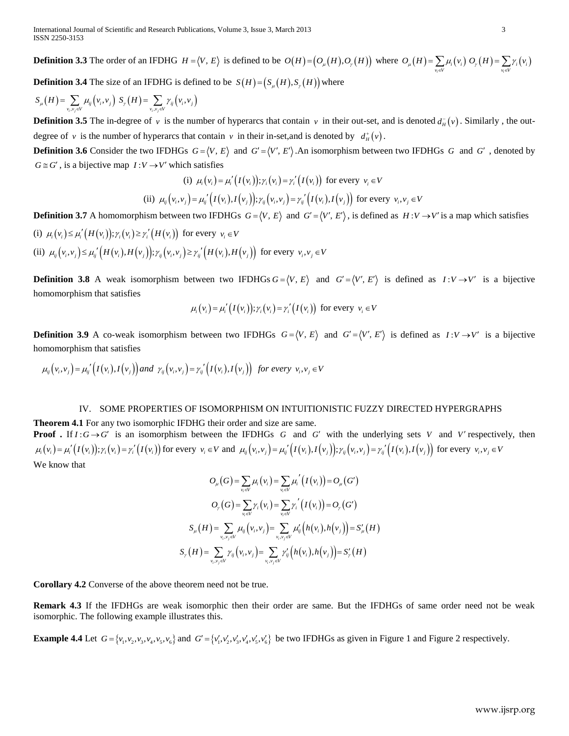**Definition 3.3** The order of an IFDHG $H = \langle V, E\rangle$ is defined to be $O(H) = (O_\mu(H), O_\gamma(H))$ where $O_\mu(H) = \sum_{v_i \in V} \mu_i(v_i)$ $O_\gamma(H) = \sum_{v_i \in V} \gamma_i(v_i)$

**Definition 3.4** The size of an IFDHG is defined to be $S(H) = (S_\mu(H), S_\gamma(H))$ where

$S_\mu(H) = \sum_{v_i, v_j \in V} \mu_{ij}(v_i, v_j)$ $S_\gamma(H) = \sum_{v_i, v_j \in V} \gamma_{ij}(v_i, v_j)$

**Definition 3.5** The in-degree of $v$ is the number of hyperarcs that contain $v$ in their out-set, and is denoted $d_H^-(v)$. Similarly , the out-degree of $v$ is the number of hyperarcs that contain $v$ in their in-set,and is denoted by $d_H^+(v)$.

**Definition 3.6** Consider the two IFDHGs $G = \langle V, E\rangle$ and $G' = \langle V', E'\rangle$ .An isomorphism between two IFDHGs $G$ and $G'$ , denoted by $G \cong G'$ , is a bijective map $I: V \to V'$ which satisfies

$$\text{(i)} \ \mu_i(v_i) = \mu_i'(I(v_i)); \gamma_i(v_i) = \gamma_i'(I(v_i)) \text{ for every } v_i \in V$$

$$\text{(ii)} \ \mu_{ij}(v_i, v_j) = \mu_{ij}'(I(v_i), I(v_j)); \gamma_{ij}(v_i, v_j) = \gamma_{ij}'(I(v_i), I(v_j)) \text{ for every } v_i, v_j \in V$$

**Definition 3.7** A homomorphism between two IFDHGs $G = \langle V, E\rangle$ and $G' = \langle V', E'\rangle$, is defined as $H: V \to V'$ is a map which satisfies

(i) $\mu_i(v_i) \le \mu_i'(H(v_i)); \gamma_i(v_i) \ge \gamma_i'(H(v_i))$ for every $v_i \in V$

(ii) $\mu_{ij}(v_i, v_j) \le \mu_{ij}'(H(v_i), H(v_j)); \gamma_{ij}(v_i, v_j) \ge \gamma_{ij}'(H(v_i), H(v_j))$ for every $v_i, v_j \in V$

**Definition 3.8** A weak isomorphism between two IFDHGs $G = \langle V, E\rangle$ and $G' = \langle V', E'\rangle$ is defined as $I: V \to V'$ is a bijective homomorphism that satisfies

$$\mu_i(v_i) = \mu_i'(I(v_i)); \gamma_i(v_i) = \gamma_i'(I(v_i)) \text{ for every } v_i \in V$$

**Definition 3.9** A co-weak isomorphism between two IFDHGs $G = \langle V, E\rangle$ and $G' = \langle V', E'\rangle$ is defined as $I: V \to V'$ is a bijective homomorphism that satisfies

$$\mu_{ij}(v_i, v_j) = \mu_{ij}'(I(v_i), I(v_j)) \text{ and } \gamma_{ij}(v_i, v_j) = \gamma_{ij}'(I(v_i), I(v_j)) \text{ for every } v_i, v_j \in V$$

## IV. SOME PROPERTIES OF ISOMORPHISM ON INTUITIONISTIC FUZZY DIRECTED HYPERGRAPHS

**Theorem 4.1** For any two isomorphic IFDHG their order and size are same.

**Proof .** If $I: G \to G'$ is an isomorphism between the IFDHGs $G$ and $G'$ with the underlying sets $V$ and $V'$ respectively, then $\mu_i(v_i) = \mu_i'(I(v_i)); \gamma_i(v_i) = \gamma_i'(I(v_i))$ for every $v_i \in V$ and $\mu_{ij}(v_i, v_j) = \mu_{ij}'(I(v_i), I(v_j)); \gamma_{ij}(v_i, v_j) = \gamma_{ij}'(I(v_i), I(v_j))$ for every $v_i, v_j \in V$

We know that

$$O_\mu(G) = \sum_{v_i \in V} \mu_i(v_i) = \sum_{v_i \in V} \mu_i'(I(v_i)) = O_\mu(G')$$

$$O_\gamma(G) = \sum_{v_i \in V} \gamma_i(v_i) = \sum_{v_i \in V} \gamma_i'(I(v_i)) = O_\gamma(G')$$

$$S_\mu(H) = \sum_{v_i, v_j \in V} \mu_{ij}(v_i, v_j) = \sum_{v_i, v_j \in V} \mu_{ij}'(h(v_i), h(v_j)) = S_\mu'(H)$$

$$S_\gamma(H) = \sum_{v_i, v_j \in V} \gamma_{ij}(v_i, v_j) = \sum_{v_i, v_j \in V} \gamma_{ij}'(h(v_i), h(v_j)) = S_\gamma'(H)$$

**Corollary 4.2** Converse of the above theorem need not be true.

**Remark 4.3** If the IFDHGs are weak isomorphic then their order are same. But the IFDHGs of same order need not be weak isomorphic. The following example illustrates this.

**Example 4.4** Let $G = \{v_1, v_2, v_3, v_4, v_5, v_6\}$ and $G' = \{v_1', v_2', v_3', v_4', v_5', v_6'\}$ be two IFDHGs as given in Figure 1 and Figure 2 respectively.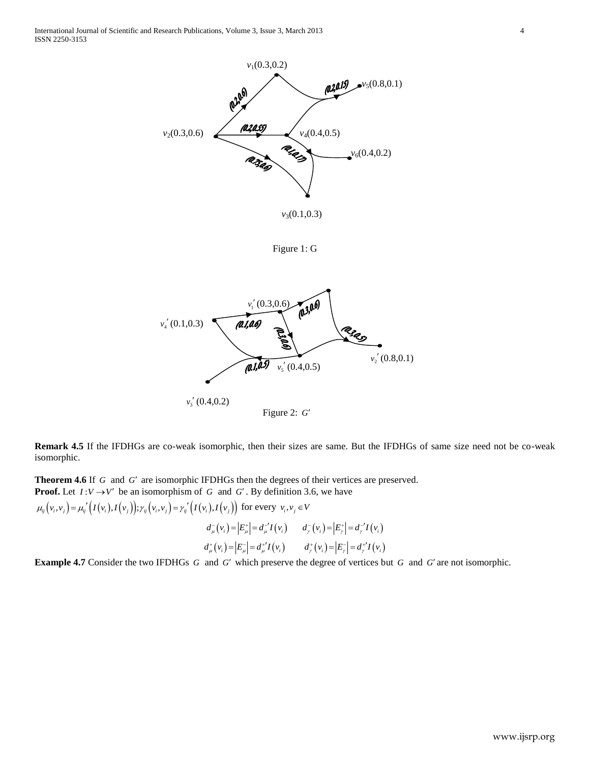Figure 1: G

Figure 2: $G'$

**Remark 4.5** If the IFDHGs are co-weak isomorphic, then their sizes are same. But the IFDHGs of same size need not be co-weak isomorphic.

**Theorem 4.6** If $G$ and $G'$ are isomorphic IFDHGs then the degrees of their vertices are preserved.

**Proof.** Let $I: V \to V'$ be an isomorphism of $G$ and $G'$. By definition 3.6, we have

$\mu_{ij}(v_i, v_j) = \mu_{ij}'(I(v_i), I(v_j)); \gamma_{ij}(v_i, v_j) = \gamma_{ij}'(I(v_i), I(v_j))$ for every $v_i, v_j \in V$

$$d_\mu^-(v_i) = |E_\mu^+| = d_\mu^{-'} I(v_i) \qquad d_\gamma^-(v_i) = |E_\gamma^+| = d_\gamma^{-'} I(v_i)$$

$$d_\mu^+(v_i) = |E_\mu^-| = d_\mu^{+'} I(v_i) \qquad d_\gamma^+(v_i) = |E_\gamma^-| = d_\gamma^{+'} I(v_i)$$

**Example 4.7** Consider the two IFDHGs $G$ and $G'$ which preserve the degree of vertices but $G$ and $G'$ are not isomorphic.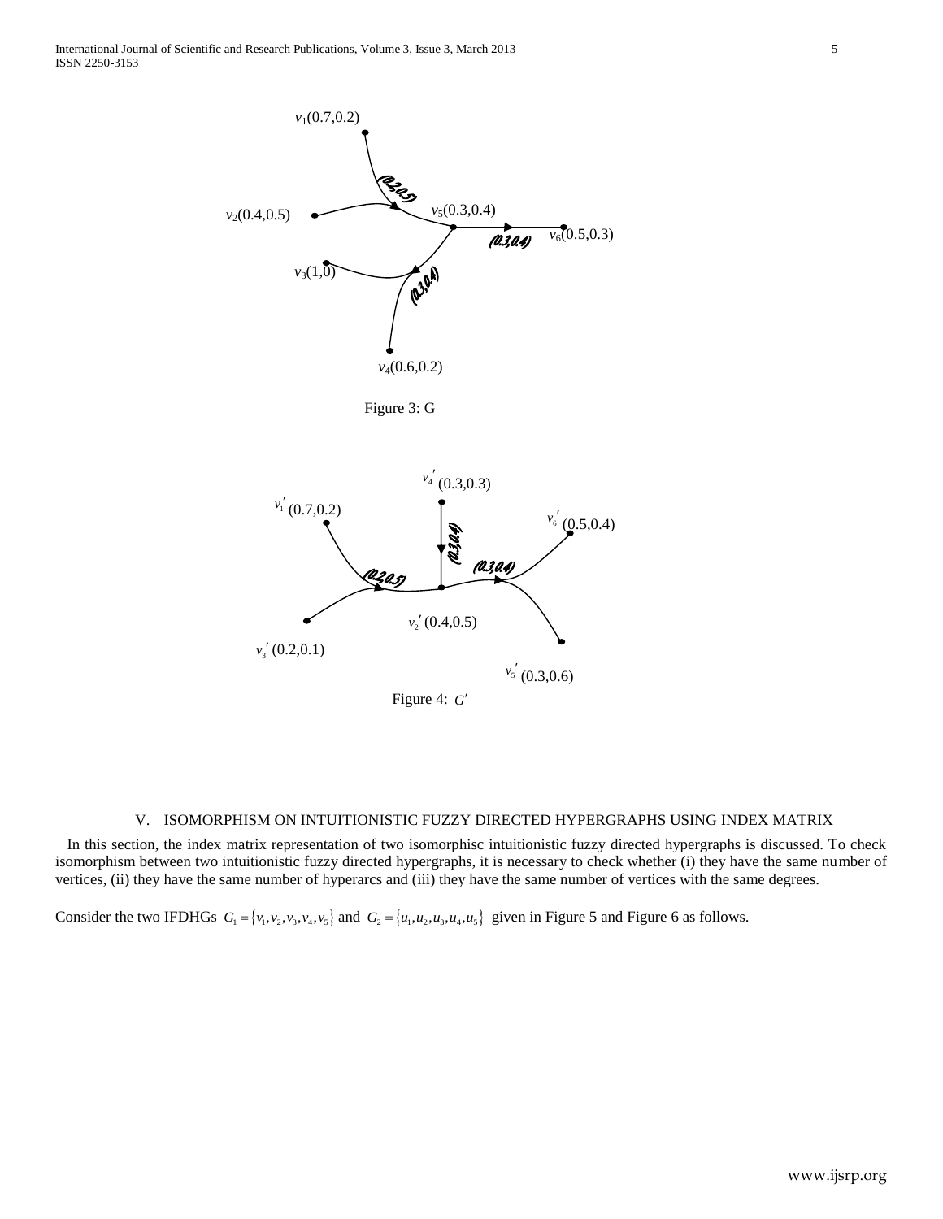Figure 3: G

Figure 4: $G'$

## V. ISOMORPHISM ON INTUITIONISTIC FUZZY DIRECTED HYPERGRAPHS USING INDEX MATRIX

In this section, the index matrix representation of two isomorphisc intuitionistic fuzzy directed hypergraphs is discussed. To check isomorphism between two intuitionistic fuzzy directed hypergraphs, it is necessary to check whether (i) they have the same number of vertices, (ii) they have the same number of hyperarcs and (iii) they have the same number of vertices with the same degrees.

Consider the two IFDHGs $G_1 = \{v_1, v_2, v_3, v_4, v_5\}$ and $G_2 = \{u_1, u_2, u_3, u_4, u_5\}$ given in Figure 5 and Figure 6 as follows.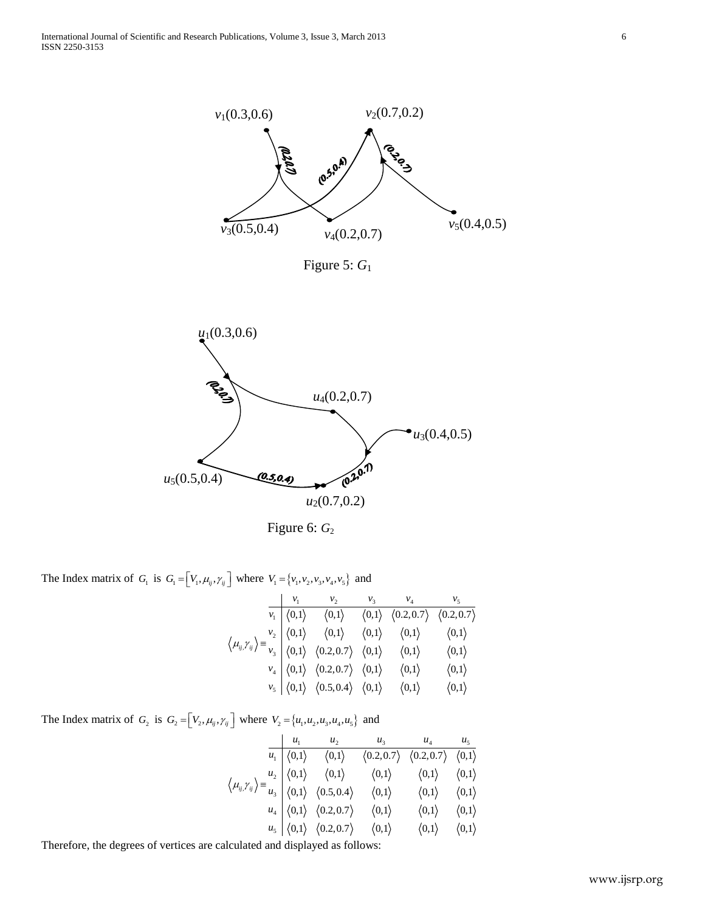Figure 5: $G_1$

Figure 6: $G_2$

The Index matrix of $G_1$ is $G_1 = [V_1, \mu_{ij}, \gamma_{ij}]$ where $V_1 = \{v_1, v_2, v_3, v_4, v_5\}$ and

$$\langle \mu_{ij}, \gamma_{ij} \rangle \equiv \begin{array}{c|ccccc} & v_1 & v_2 & v_3 & v_4 & v_5 \\ \hline v_1 & \langle 0,1 \rangle & \langle 0,1 \rangle & \langle 0,1 \rangle & \langle 0.2, 0.7 \rangle & \langle 0.2, 0.7 \rangle \\ v_2 & \langle 0,1 \rangle & \langle 0,1 \rangle & \langle 0,1 \rangle & \langle 0,1 \rangle & \langle 0,1 \rangle \\ v_3 & \langle 0,1 \rangle & \langle 0.2, 0.7 \rangle & \langle 0,1 \rangle & \langle 0,1 \rangle & \langle 0,1 \rangle \\ v_4 & \langle 0,1 \rangle & \langle 0.2, 0.7 \rangle & \langle 0,1 \rangle & \langle 0,1 \rangle & \langle 0,1 \rangle \\ v_5 & \langle 0,1 \rangle & \langle 0.5, 0.4 \rangle & \langle 0,1 \rangle & \langle 0,1 \rangle & \langle 0,1 \rangle \end{array}$$

The Index matrix of $G_2$ is $G_2 = [V_2, \mu_{ij}, \gamma_{ij}]$ where $V_2 = \{u_1, u_2, u_3, u_4, u_5\}$ and

$$\langle \mu_{ij}, \gamma_{ij} \rangle \equiv \begin{array}{c|ccccc} & u_1 & u_2 & u_3 & u_4 & u_5 \\ \hline u_1 & \langle 0,1 \rangle & \langle 0,1 \rangle & \langle 0.2, 0.7 \rangle & \langle 0.2, 0.7 \rangle & \langle 0,1 \rangle \\ u_2 & \langle 0,1 \rangle & \langle 0,1 \rangle & \langle 0,1 \rangle & \langle 0,1 \rangle & \langle 0,1 \rangle \\ u_3 & \langle 0,1 \rangle & \langle 0.5, 0.4 \rangle & \langle 0,1 \rangle & \langle 0,1 \rangle & \langle 0,1 \rangle \\ u_4 & \langle 0,1 \rangle & \langle 0.2, 0.7 \rangle & \langle 0,1 \rangle & \langle 0,1 \rangle & \langle 0,1 \rangle \\ u_5 & \langle 0,1 \rangle & \langle 0.2, 0.7 \rangle & \langle 0,1 \rangle & \langle 0,1 \rangle & \langle 0,1 \rangle \end{array}$$

Therefore, the degrees of vertices are calculated and displayed as follows: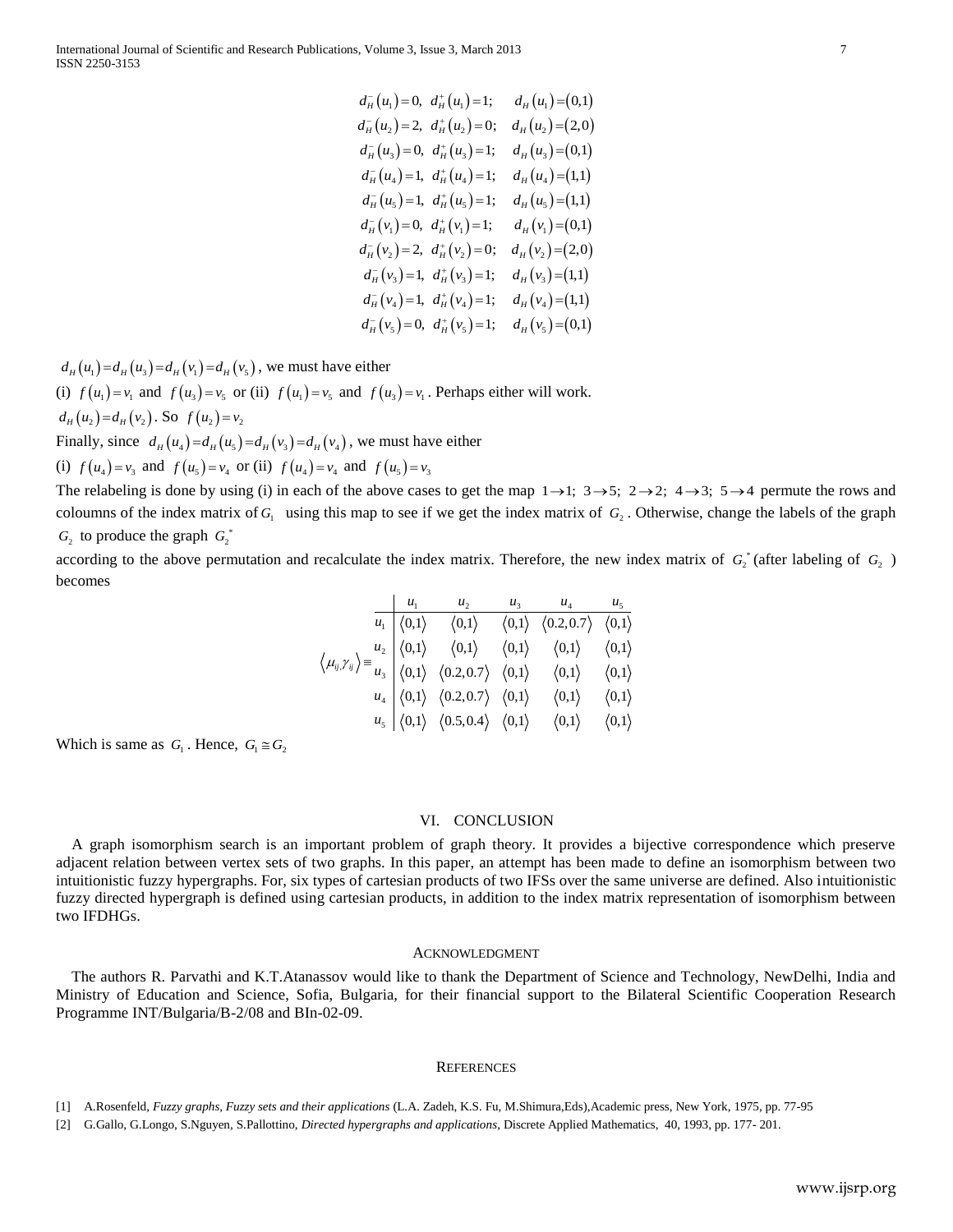$$
\begin{array}{ll}
d_H^-(u_1)=0,\ d_H^+(u_1)=1; & d_H(u_1)=(0,1) \\
d_H^-(u_2)=2,\ d_H^+(u_2)=0; & d_H(u_2)=(2,0) \\
d_H^-(u_3)=0,\ d_H^+(u_3)=1; & d_H(u_3)=(0,1) \\
d_H^-(u_4)=1,\ d_H^+(u_4)=1; & d_H(u_4)=(1,1) \\
d_H^-(u_5)=1,\ d_H^+(u_5)=1; & d_H(u_5)=(1,1) \\
d_H^-(v_1)=0,\ d_H^+(v_1)=1; & d_H(v_1)=(0,1) \\
d_H^-(v_2)=2,\ d_H^+(v_2)=0; & d_H(v_2)=(2,0) \\
d_H^-(v_3)=1,\ d_H^+(v_3)=1; & d_H(v_3)=(1,1) \\
d_H^-(v_4)=1,\ d_H^+(v_4)=1; & d_H(v_4)=(1,1) \\
d_H^-(v_5)=0,\ d_H^+(v_5)=1; & d_H(v_5)=(0,1)
\end{array}
$$

$d_H(u_1)=d_H(u_3)=d_H(v_1)=d_H(v_5)$, we must have either

(i) $f(u_1)=v_1$ and $f(u_3)=v_5$ or (ii) $f(u_1)=v_5$ and $f(u_3)=v_1$. Perhaps either will work.

$d_H(u_2)=d_H(v_2)$. So $f(u_2)=v_2$

Finally, since $d_H(u_4)=d_H(u_5)=d_H(v_3)=d_H(v_4)$, we must have either

(i) $f(u_4)=v_3$ and $f(u_5)=v_4$ or (ii) $f(u_4)=v_4$ and $f(u_5)=v_3$

The relabeling is done by using (i) in each of the above cases to get the map $1\to1;\ 3\to5;\ 2\to2;\ 4\to3;\ 5\to4$ permute the rows and coloumns of the index matrix of $G_1$ using this map to see if we get the index matrix of $G_2$. Otherwise, change the labels of the graph $G_2$ to produce the graph $G_2^*$

according to the above permutation and recalculate the index matrix. Therefore, the new index matrix of $G_2^*$ (after labeling of $G_2$) becomes

$$
\langle \mu_{ij},\gamma_{ij}\rangle \equiv
\begin{array}{c|ccccc}
 & u_1 & u_2 & u_3 & u_4 & u_5 \\
\hline
u_1 & \langle 0,1\rangle & \langle 0,1\rangle & \langle 0,1\rangle & \langle 0.2,0.7\rangle & \langle 0,1\rangle \\
u_2 & \langle 0,1\rangle & \langle 0,1\rangle & \langle 0,1\rangle & \langle 0,1\rangle & \langle 0,1\rangle \\
u_3 & \langle 0,1\rangle & \langle 0.2,0.7\rangle & \langle 0,1\rangle & \langle 0,1\rangle & \langle 0,1\rangle \\
u_4 & \langle 0,1\rangle & \langle 0.2,0.7\rangle & \langle 0,1\rangle & \langle 0,1\rangle & \langle 0,1\rangle \\
u_5 & \langle 0,1\rangle & \langle 0.5,0.4\rangle & \langle 0,1\rangle & \langle 0,1\rangle & \langle 0,1\rangle
\end{array}
$$

Which is same as $G_1$. Hence, $G_1 \cong G_2$

## VI. CONCLUSION

A graph isomorphism search is an important problem of graph theory. It provides a bijective correspondence which preserve adjacent relation between vertex sets of two graphs. In this paper, an attempt has been made to define an isomorphism between two intuitionistic fuzzy hypergraphs. For, six types of cartesian products of two IFSs over the same universe are defined. Also intuitionistic fuzzy directed hypergraph is defined using cartesian products, in addition to the index matrix representation of isomorphism between two IFDHGs.

## ACKNOWLEDGMENT

The authors R. Parvathi and K.T.Atanassov would like to thank the Department of Science and Technology, NewDelhi, India and Ministry of Education and Science, Sofia, Bulgaria, for their financial support to the Bilateral Scientific Cooperation Research Programme INT/Bulgaria/B-2/08 and BIn-02-09.

## REFERENCES

[1] A.Rosenfeld, *Fuzzy graphs, Fuzzy sets and their applications* (L.A. Zadeh, K.S. Fu, M.Shimura,Eds),Academic press, New York, 1975, pp. 77-95

[2] G.Gallo, G.Longo, S.Nguyen, S.Pallottino, *Directed hypergraphs and applications*, Discrete Applied Mathematics, 40, 1993, pp. 177- 201.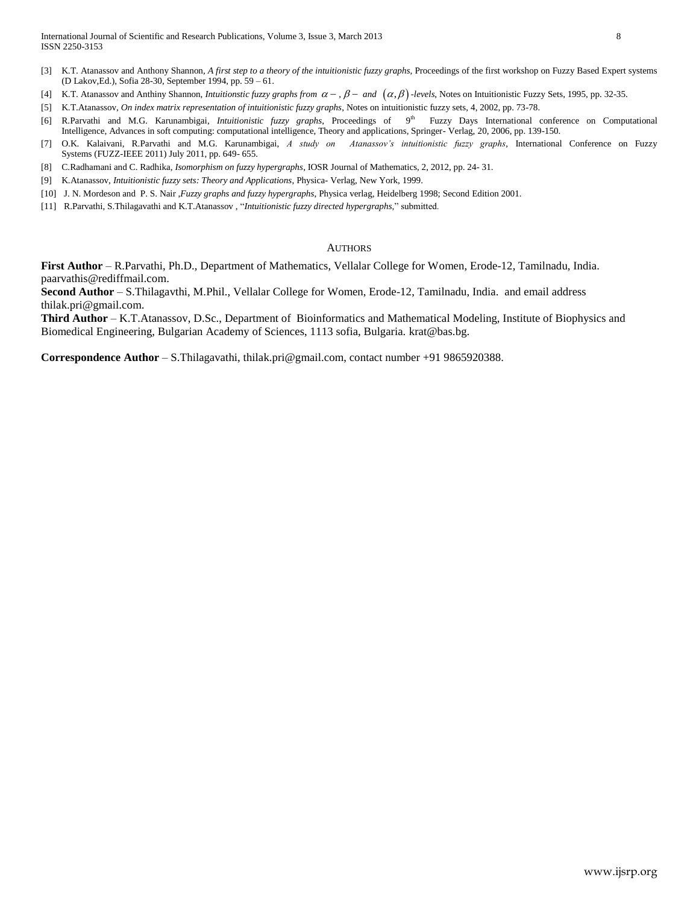[3] K.T. Atanassov and Anthony Shannon, *A first step to a theory of the intuitionistic fuzzy graphs*, Proceedings of the first workshop on Fuzzy Based Expert systems (D Lakov,Ed.), Sofia 28-30, September 1994, pp. 59 – 61.

[4] K.T. Atanassov and Anthiny Shannon, *Intuitionstic fuzzy graphs from $\alpha-$, $\beta-$ and $(\alpha,\beta)$-levels*, Notes on Intuitionistic Fuzzy Sets, 1995, pp. 32-35.

[5] K.T.Atanassov, *On index matrix representation of intuitionistic fuzzy graphs*, Notes on intuitionistic fuzzy sets, 4, 2002, pp. 73-78.

[6] R.Parvathi and M.G. Karunambigai, *Intuitionistic fuzzy graphs*, Proceedings of 9th Fuzzy Days International conference on Computational Intelligence, Advances in soft computing: computational intelligence, Theory and applications, Springer- Verlag, 20, 2006, pp. 139-150.

[7] O.K. Kalaivani, R.Parvathi and M.G. Karunambigai, *A study on Atanassov's intuitionistic fuzzy graphs*, International Conference on Fuzzy Systems (FUZZ-IEEE 2011) July 2011, pp. 649- 655.

[8] C.Radhamani and C. Radhika, *Isomorphism on fuzzy hypergraphs*, IOSR Journal of Mathematics, 2, 2012, pp. 24- 31.

[9] K.Atanassov, *Intuitionistic fuzzy sets: Theory and Applications*, Physica- Verlag, New York, 1999.

[10] J. N. Mordeson and P. S. Nair ,*Fuzzy graphs and fuzzy hypergraphs*, Physica verlag, Heidelberg 1998; Second Edition 2001.

[11] R.Parvathi, S.Thilagavathi and K.T.Atanassov , "*Intuitionistic fuzzy directed hypergraphs*," submitted.

## AUTHORS

**First Author** – R.Parvathi, Ph.D., Department of Mathematics, Vellalar College for Women, Erode-12, Tamilnadu, India. paarvathis@rediffmail.com.

**Second Author** – S.Thilagavthi, M.Phil., Vellalar College for Women, Erode-12, Tamilnadu, India. and email address thilak.pri@gmail.com.

**Third Author** – K.T.Atanassov, D.Sc., Department of Bioinformatics and Mathematical Modeling, Institute of Biophysics and Biomedical Engineering, Bulgarian Academy of Sciences, 1113 sofia, Bulgaria. krat@bas.bg.

**Correspondence Author** – S.Thilagavathi, thilak.pri@gmail.com, contact number +91 9865920388.